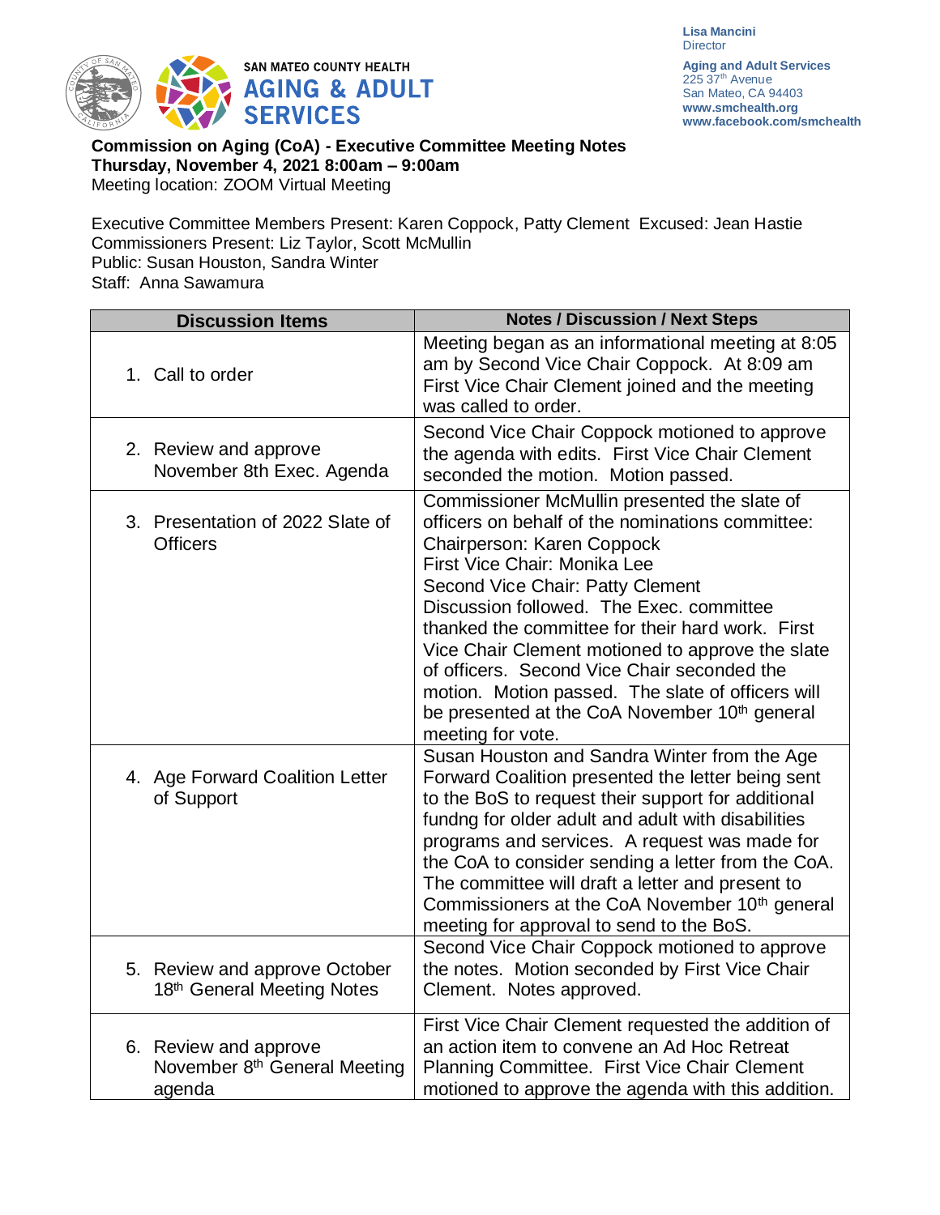SAN MATEO COUNTY HEALTH
**AGING & ADULT SERVICES**

**Lisa Mancini**
Director

**Aging and Adult Services**
225 37th Avenue
San Mateo, CA 94403
**www.smchealth.org**
**www.facebook.com/smchealth**

**Commission on Aging (CoA) - Executive Committee Meeting Notes**
**Thursday, November 4, 2021 8:00am – 9:00am**
Meeting location: ZOOM Virtual Meeting

Executive Committee Members Present: Karen Coppock, Patty Clement Excused: Jean Hastie
Commissioners Present: Liz Taylor, Scott McMullin
Public: Susan Houston, Sandra Winter
Staff: Anna Sawamura

| Discussion Items | Notes / Discussion / Next Steps |
|---|---|
| 1. Call to order | Meeting began as an informational meeting at 8:05 am by Second Vice Chair Coppock. At 8:09 am First Vice Chair Clement joined and the meeting was called to order. |
| 2. Review and approve November 8th Exec. Agenda | Second Vice Chair Coppock motioned to approve the agenda with edits. First Vice Chair Clement seconded the motion. Motion passed. |
| 3. Presentation of 2022 Slate of Officers | Commissioner McMullin presented the slate of officers on behalf of the nominations committee:<br>Chairperson: Karen Coppock<br>First Vice Chair: Monika Lee<br>Second Vice Chair: Patty Clement<br>Discussion followed. The Exec. committee thanked the committee for their hard work. First Vice Chair Clement motioned to approve the slate of officers. Second Vice Chair seconded the motion. Motion passed. The slate of officers will be presented at the CoA November 10th general meeting for vote. |
| 4. Age Forward Coalition Letter of Support | Susan Houston and Sandra Winter from the Age Forward Coalition presented the letter being sent to the BoS to request their support for additional fundng for older adult and adult with disabilities programs and services. A request was made for the CoA to consider sending a letter from the CoA. The committee will draft a letter and present to Commissioners at the CoA November 10th general meeting for approval to send to the BoS. |
| 5. Review and approve October 18th General Meeting Notes | Second Vice Chair Coppock motioned to approve the notes. Motion seconded by First Vice Chair Clement. Notes approved. |
| 6. Review and approve November 8th General Meeting agenda | First Vice Chair Clement requested the addition of an action item to convene an Ad Hoc Retreat Planning Committee. First Vice Chair Clement motioned to approve the agenda with this addition. |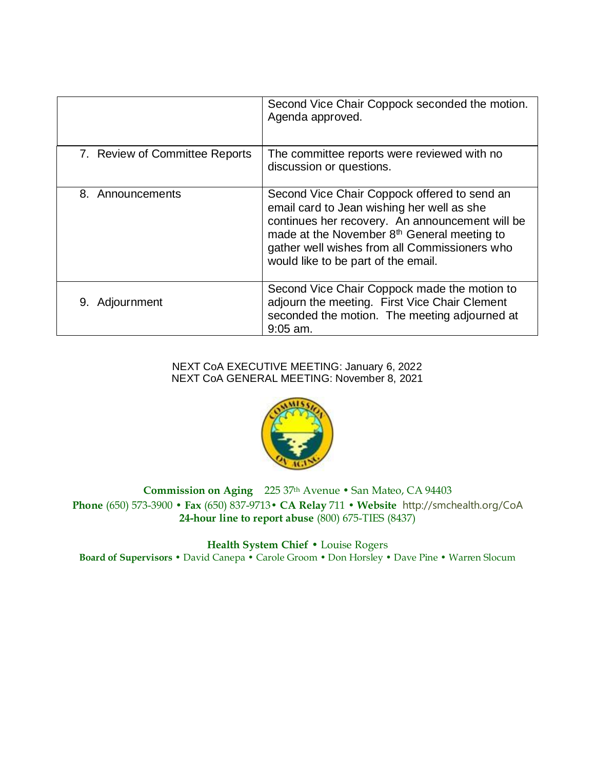| | |
|---|---|
| | Second Vice Chair Coppock seconded the motion. Agenda approved. |
| 7. Review of Committee Reports | The committee reports were reviewed with no discussion or questions. |
| 8. Announcements | Second Vice Chair Coppock offered to send an email card to Jean wishing her well as she continues her recovery. An announcement will be made at the November 8th General meeting to gather well wishes from all Commissioners who would like to be part of the email. |
| 9. Adjournment | Second Vice Chair Coppock made the motion to adjourn the meeting. First Vice Chair Clement seconded the motion. The meeting adjourned at 9:05 am. |

NEXT CoA EXECUTIVE MEETING: January 6, 2022
NEXT CoA GENERAL MEETING: November 8, 2021

**Commission on Aging** 225 37th Avenue • San Mateo, CA 94403
**Phone** (650) 573-3900 • **Fax** (650) 837-9713 • **CA Relay** 711 • **Website** http://smchealth.org/CoA
**24-hour line to report abuse** (800) 675-TIES (8437)

**Health System Chief** • Louise Rogers
**Board of Supervisors** • David Canepa • Carole Groom • Don Horsley • Dave Pine • Warren Slocum